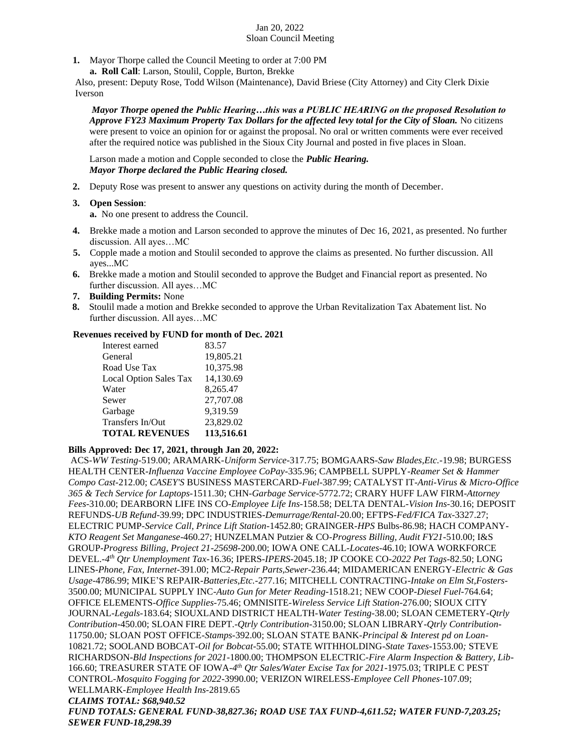Jan 20, 2022
Sloan Council Meeting

1. Mayor Thorpe called the Council Meeting to order at 7:00 PM
   a. **Roll Call**: Larson, Stoulil, Copple, Burton, Brekke

Also, present: Deputy Rose, Todd Wilson (Maintenance), David Briese (City Attorney) and City Clerk Dixie Iverson

***Mayor Thorpe opened the Public Hearing…this was a PUBLIC HEARING on the proposed Resolution to Approve FY23 Maximum Property Tax Dollars for the affected levy total for the City of Sloan.*** No citizens were present to voice an opinion for or against the proposal. No oral or written comments were ever received after the required notice was published in the Sioux City Journal and posted in five places in Sloan.

Larson made a motion and Copple seconded to close the ***Public Hearing.***
***Mayor Thorpe declared the Public Hearing closed.***

2. Deputy Rose was present to answer any questions on activity during the month of December.
3. **Open Session**:
   a. No one present to address the Council.
4. Brekke made a motion and Larson seconded to approve the minutes of Dec 16, 2021, as presented. No further discussion. All ayes…MC
5. Copple made a motion and Stoulil seconded to approve the claims as presented. No further discussion. All ayes...MC
6. Brekke made a motion and Stoulil seconded to approve the Budget and Financial report as presented. No further discussion. All ayes…MC
7. **Building Permits:** None
8. Stoulil made a motion and Brekke seconded to approve the Urban Revitalization Tax Abatement list. No further discussion. All ayes…MC

**Revenues received by FUND for month of Dec. 2021**

| | |
|---|---|
| Interest earned | 83.57 |
| General | 19,805.21 |
| Road Use Tax | 10,375.98 |
| Local Option Sales Tax | 14,130.69 |
| Water | 8,265.47 |
| Sewer | 27,707.08 |
| Garbage | 9,319.59 |
| Transfers In/Out | 23,829.02 |
| **TOTAL REVENUES** | **113,516.61** |

**Bills Approved: Dec 17, 2021, through Jan 20, 2022:**

ACS-*WW Testing*-519.00; ARAMARK-*Uniform Service*-317.75; BOMGAARS-*Saw Blades,Etc.*-19.98; BURGESS HEALTH CENTER-*Influenza Vaccine Employee CoPay*-335.96; CAMPBELL SUPPLY-*Reamer Set & Hammer Compo Cast*-212.00; *CASEY'S* BUSINESS MASTERCARD-*Fuel*-387.99; CATALYST IT-*Anti-Virus & Micro-Office 365 & Tech Service for Laptops*-1511.30; CHN-*Garbage Service*-5772.72; CRARY HUFF LAW FIRM-*Attorney Fees*-310.00; DEARBORN LIFE INS CO-*Employee Life Ins*-158.58; DELTA DENTAL-*Vision Ins*-30.16; DEPOSIT REFUNDS-*UB Refund*-39.99; DPC INDUSTRIES-*Demurrage/Rental*-20.00; EFTPS-*Fed/FICA Tax*-3327.27; ELECTRIC PUMP-*Service Call, Prince Lift Station*-1452.80; GRAINGER-*HPS* Bulbs-86.98; HACH COMPANY-*KTO Reagent Set Manganese*-460.27; HUNZELMAN Putzier & CO-*Progress Billing, Audit FY21*-510.00; I&S GROUP-*Progress Billing, Project 21-25698*-200.00; IOWA ONE CALL-*Locates*-46.10; IOWA WORKFORCE DEVEL.-*4th Qtr Unemployment Tax*-16.36; IPERS-*IPERS*-2045.18; JP COOKE CO-*2022 Pet Tags*-82.50; LONG LINES-*Phone, Fax, Internet*-391.00; MC2-*Repair Parts,Sewer*-236.44; MIDAMERICAN ENERGY-*Electric & Gas Usage*-4786.99; MIKE'S REPAIR-*Batteries,Etc.*-277.16; MITCHELL CONTRACTING-*Intake on Elm St,Fosters*-3500.00; MUNICIPAL SUPPLY INC-*Auto Gun for Meter Reading*-1518.21; NEW COOP-*Diesel Fuel*-764.64; OFFICE ELEMENTS-*Office Supplies*-75.46; OMNISITE-*Wireless Service Lift Station*-276.00; SIOUX CITY JOURNAL-*Legals*-183.64; SIOUXLAND DISTRICT HEALTH-*Water Testing*-38.00; SLOAN CEMETERY-*Qtrly Contribution*-450.00; SLOAN FIRE DEPT.-*Qtrly Contribution*-3150.00; SLOAN LIBRARY-*Qtrly Contribution*-11750.00; SLOAN POST OFFICE-*Stamps*-392.00; SLOAN STATE BANK-*Principal & Interest pd on Loan*-10821.72; SOOLAND BOBCAT-*Oil for Bobcat*-55.00; STATE WITHHOLDING-*State Taxes*-1553.00; STEVE RICHARDSON-*Bld Inspections for 2021*-1800.00; THOMPSON ELECTRIC-*Fire Alarm Inspection & Battery, Lib*-166.60; TREASURER STATE OF IOWA-*4th Qtr Sales/Water Excise Tax for 2021*-1975.03; TRIPLE C PEST CONTROL-*Mosquito Fogging for 2022*-3990.00; VERIZON WIRELESS-*Employee Cell Phones*-107.09; WELLMARK-*Employee Health Ins*-2819.65

***CLAIMS TOTAL: $68,940.52***

***FUND TOTALS: GENERAL FUND-38,827.36; ROAD USE TAX FUND-4,611.52; WATER FUND-7,203.25; SEWER FUND-18,298.39***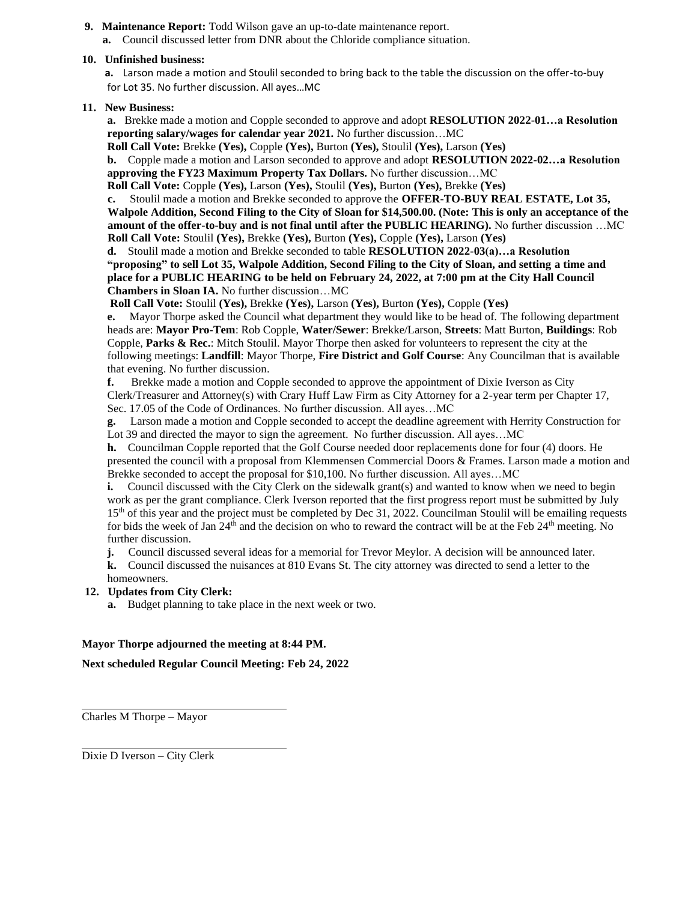**9. Maintenance Report:** Todd Wilson gave an up-to-date maintenance report.

**a.** Council discussed letter from DNR about the Chloride compliance situation.

**10. Unfinished business:**

**a.** Larson made a motion and Stoulil seconded to bring back to the table the discussion on the offer-to-buy for Lot 35. No further discussion. All ayes…MC

**11. New Business:**

**a.** Brekke made a motion and Copple seconded to approve and adopt **RESOLUTION 2022-01…a Resolution reporting salary/wages for calendar year 2021.** No further discussion…MC

**Roll Call Vote:** Brekke **(Yes),** Copple **(Yes),** Burton **(Yes),** Stoulil **(Yes),** Larson **(Yes)**

**b.** Copple made a motion and Larson seconded to approve and adopt **RESOLUTION 2022-02…a Resolution approving the FY23 Maximum Property Tax Dollars.** No further discussion…MC

**Roll Call Vote:** Copple **(Yes),** Larson **(Yes),** Stoulil **(Yes),** Burton **(Yes),** Brekke **(Yes)**

**c.** Stoulil made a motion and Brekke seconded to approve the **OFFER-TO-BUY REAL ESTATE, Lot 35, Walpole Addition, Second Filing to the City of Sloan for $14,500.00. (Note: This is only an acceptance of the amount of the offer-to-buy and is not final until after the PUBLIC HEARING).** No further discussion …MC

**Roll Call Vote:** Stoulil **(Yes),** Brekke **(Yes),** Burton **(Yes),** Copple **(Yes),** Larson **(Yes)**

**d.** Stoulil made a motion and Brekke seconded to table **RESOLUTION 2022-03(a)…a Resolution "proposing" to sell Lot 35, Walpole Addition, Second Filing to the City of Sloan, and setting a time and place for a PUBLIC HEARING to be held on February 24, 2022, at 7:00 pm at the City Hall Council Chambers in Sloan IA.** No further discussion…MC

**Roll Call Vote:** Stoulil **(Yes),** Brekke **(Yes),** Larson **(Yes),** Burton **(Yes),** Copple **(Yes)**

**e.** Mayor Thorpe asked the Council what department they would like to be head of. The following department heads are: **Mayor Pro-Tem**: Rob Copple, **Water/Sewer**: Brekke/Larson, **Streets**: Matt Burton, **Buildings**: Rob Copple, **Parks & Rec.**: Mitch Stoulil. Mayor Thorpe then asked for volunteers to represent the city at the following meetings: **Landfill**: Mayor Thorpe, **Fire District and Golf Course**: Any Councilman that is available that evening. No further discussion.

**f.** Brekke made a motion and Copple seconded to approve the appointment of Dixie Iverson as City Clerk/Treasurer and Attorney(s) with Crary Huff Law Firm as City Attorney for a 2-year term per Chapter 17, Sec. 17.05 of the Code of Ordinances. No further discussion. All ayes…MC

**g.** Larson made a motion and Copple seconded to accept the deadline agreement with Herrity Construction for Lot 39 and directed the mayor to sign the agreement. No further discussion. All ayes…MC

**h.** Councilman Copple reported that the Golf Course needed door replacements done for four (4) doors. He presented the council with a proposal from Klemmensen Commercial Doors & Frames. Larson made a motion and Brekke seconded to accept the proposal for $10,100. No further discussion. All ayes…MC

**i.** Council discussed with the City Clerk on the sidewalk grant(s) and wanted to know when we need to begin work as per the grant compliance. Clerk Iverson reported that the first progress report must be submitted by July 15th of this year and the project must be completed by Dec 31, 2022. Councilman Stoulil will be emailing requests for bids the week of Jan 24th and the decision on who to reward the contract will be at the Feb 24th meeting. No further discussion.

**j.** Council discussed several ideas for a memorial for Trevor Meylor. A decision will be announced later.

**k.** Council discussed the nuisances at 810 Evans St. The city attorney was directed to send a letter to the homeowners.

**12. Updates from City Clerk:**

**a.** Budget planning to take place in the next week or two.

**Mayor Thorpe adjourned the meeting at 8:44 PM.**

**Next scheduled Regular Council Meeting: Feb 24, 2022**

Charles M Thorpe – Mayor

Dixie D Iverson – City Clerk